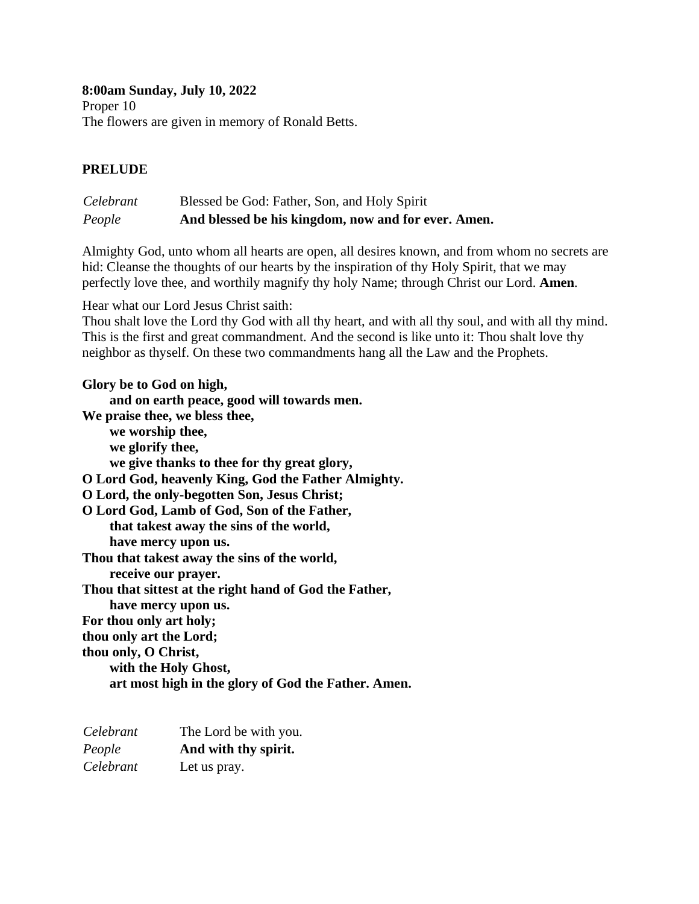**8:00am Sunday, July 10, 2022**
Proper 10
The flowers are given in memory of Ronald Betts.

**PRELUDE**

*Celebrant* Blessed be God: Father, Son, and Holy Spirit
*People* **And blessed be his kingdom, now and for ever. Amen.**

Almighty God, unto whom all hearts are open, all desires known, and from whom no secrets are hid: Cleanse the thoughts of our hearts by the inspiration of thy Holy Spirit, that we may perfectly love thee, and worthily magnify thy holy Name; through Christ our Lord. **Amen**.

Hear what our Lord Jesus Christ saith:
Thou shalt love the Lord thy God with all thy heart, and with all thy soul, and with all thy mind. This is the first and great commandment. And the second is like unto it: Thou shalt love thy neighbor as thyself. On these two commandments hang all the Law and the Prophets.

**Glory be to God on high,**
**and on earth peace, good will towards men.**
**We praise thee, we bless thee,**
**we worship thee,**
**we glorify thee,**
**we give thanks to thee for thy great glory,**
**O Lord God, heavenly King, God the Father Almighty.**
**O Lord, the only-begotten Son, Jesus Christ;**
**O Lord God, Lamb of God, Son of the Father,**
**that takest away the sins of the world,**
**have mercy upon us.**
**Thou that takest away the sins of the world,**
**receive our prayer.**
**Thou that sittest at the right hand of God the Father,**
**have mercy upon us.**
**For thou only art holy;**
**thou only art the Lord;**
**thou only, O Christ,**
**with the Holy Ghost,**
**art most high in the glory of God the Father. Amen.**

*Celebrant* The Lord be with you.
*People* **And with thy spirit.**
*Celebrant* Let us pray.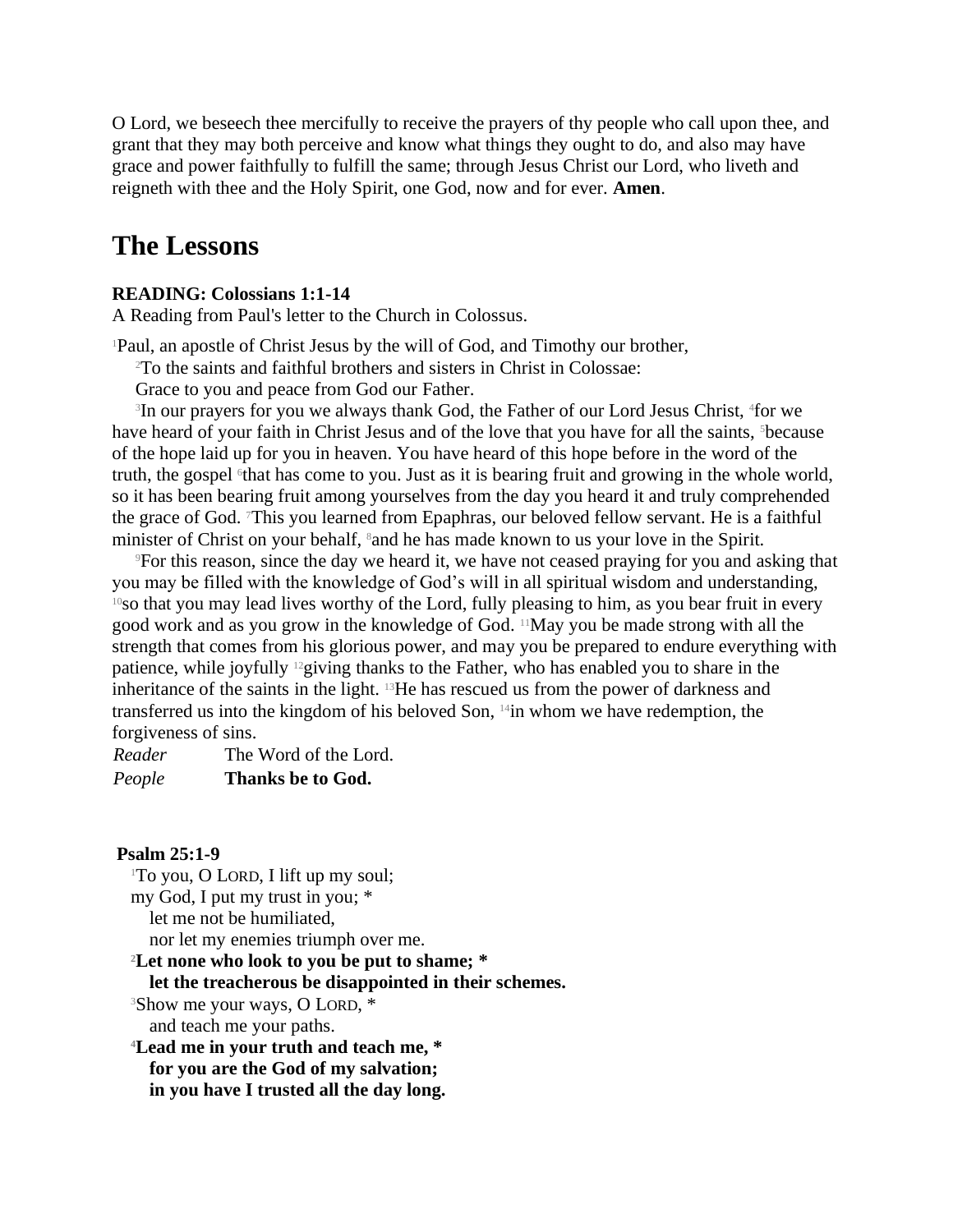O Lord, we beseech thee mercifully to receive the prayers of thy people who call upon thee, and grant that they may both perceive and know what things they ought to do, and also may have grace and power faithfully to fulfill the same; through Jesus Christ our Lord, who liveth and reigneth with thee and the Holy Spirit, one God, now and for ever. **Amen**.

## The Lessons

**READING: Colossians 1:1-14**
A Reading from Paul's letter to the Church in Colossus.

[1]Paul, an apostle of Christ Jesus by the will of God, and Timothy our brother,

[2]To the saints and faithful brothers and sisters in Christ in Colossae:

Grace to you and peace from God our Father.

[3]In our prayers for you we always thank God, the Father of our Lord Jesus Christ, [4]for we have heard of your faith in Christ Jesus and of the love that you have for all the saints, [5]because of the hope laid up for you in heaven. You have heard of this hope before in the word of the truth, the gospel [6]that has come to you. Just as it is bearing fruit and growing in the whole world, so it has been bearing fruit among yourselves from the day you heard it and truly comprehended the grace of God. [7]This you learned from Epaphras, our beloved fellow servant. He is a faithful minister of Christ on your behalf, [8]and he has made known to us your love in the Spirit.

[9]For this reason, since the day we heard it, we have not ceased praying for you and asking that you may be filled with the knowledge of God's will in all spiritual wisdom and understanding, [10]so that you may lead lives worthy of the Lord, fully pleasing to him, as you bear fruit in every good work and as you grow in the knowledge of God. [11]May you be made strong with all the strength that comes from his glorious power, and may you be prepared to endure everything with patience, while joyfully [12]giving thanks to the Father, who has enabled you to share in the inheritance of the saints in the light. [13]He has rescued us from the power of darkness and transferred us into the kingdom of his beloved Son, [14]in whom we have redemption, the forgiveness of sins.

*Reader* The Word of the Lord.
*People* **Thanks be to God.**

**Psalm 25:1-9**

[1]To you, O LORD, I lift up my soul;
my God, I put my trust in you; *
let me not be humiliated,
nor let my enemies triumph over me.

**[2]Let none who look to you be put to shame; *
let the treacherous be disappointed in their schemes.**

[3]Show me your ways, O LORD, *
and teach me your paths.

**[4]Lead me in your truth and teach me, *
for you are the God of my salvation;
in you have I trusted all the day long.**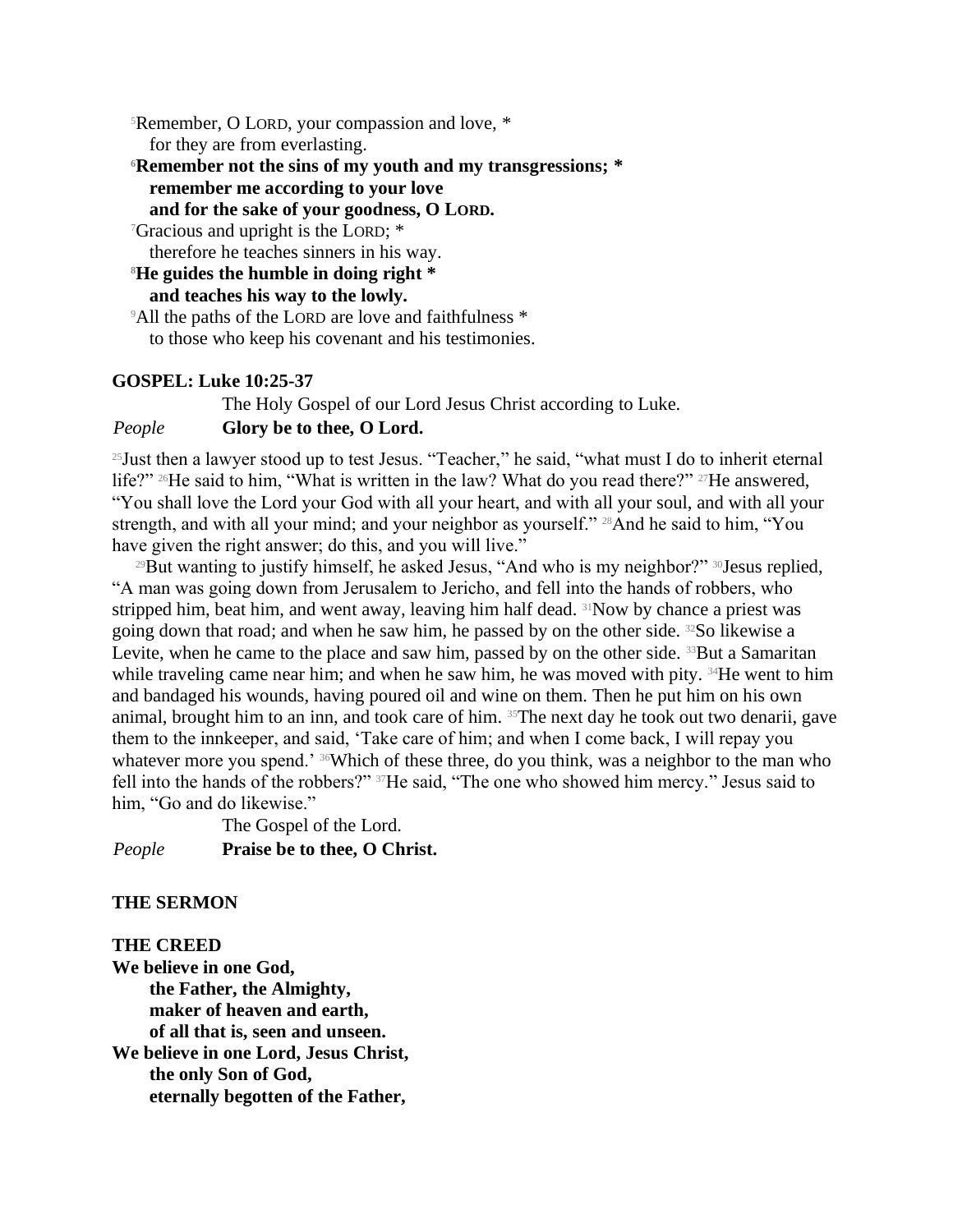[5]Remember, O LORD, your compassion and love, *
for they are from everlasting.

**[6]Remember not the sins of my youth and my transgressions; *
remember me according to your love
and for the sake of your goodness, O LORD.**

[7]Gracious and upright is the LORD; *
therefore he teaches sinners in his way.

**[8]He guides the humble in doing right *
and teaches his way to the lowly.**

[9]All the paths of the LORD are love and faithfulness *
to those who keep his covenant and his testimonies.

**GOSPEL: Luke 10:25-37**

The Holy Gospel of our Lord Jesus Christ according to Luke.

*People* **Glory be to thee, O Lord.**

[25]Just then a lawyer stood up to test Jesus. "Teacher," he said, "what must I do to inherit eternal life?" [26]He said to him, "What is written in the law? What do you read there?" [27]He answered, "You shall love the Lord your God with all your heart, and with all your soul, and with all your strength, and with all your mind; and your neighbor as yourself." [28]And he said to him, "You have given the right answer; do this, and you will live."

[29]But wanting to justify himself, he asked Jesus, "And who is my neighbor?" [30]Jesus replied, "A man was going down from Jerusalem to Jericho, and fell into the hands of robbers, who stripped him, beat him, and went away, leaving him half dead. [31]Now by chance a priest was going down that road; and when he saw him, he passed by on the other side. [32]So likewise a Levite, when he came to the place and saw him, passed by on the other side. [33]But a Samaritan while traveling came near him; and when he saw him, he was moved with pity. [34]He went to him and bandaged his wounds, having poured oil and wine on them. Then he put him on his own animal, brought him to an inn, and took care of him. [35]The next day he took out two denarii, gave them to the innkeeper, and said, 'Take care of him; and when I come back, I will repay you whatever more you spend.' [36]Which of these three, do you think, was a neighbor to the man who fell into the hands of the robbers?" [37]He said, "The one who showed him mercy." Jesus said to him, "Go and do likewise."

The Gospel of the Lord.

*People* **Praise be to thee, O Christ.**

**THE SERMON**

**THE CREED**

**We believe in one God,
the Father, the Almighty,
maker of heaven and earth,
of all that is, seen and unseen.
We believe in one Lord, Jesus Christ,
the only Son of God,
eternally begotten of the Father,**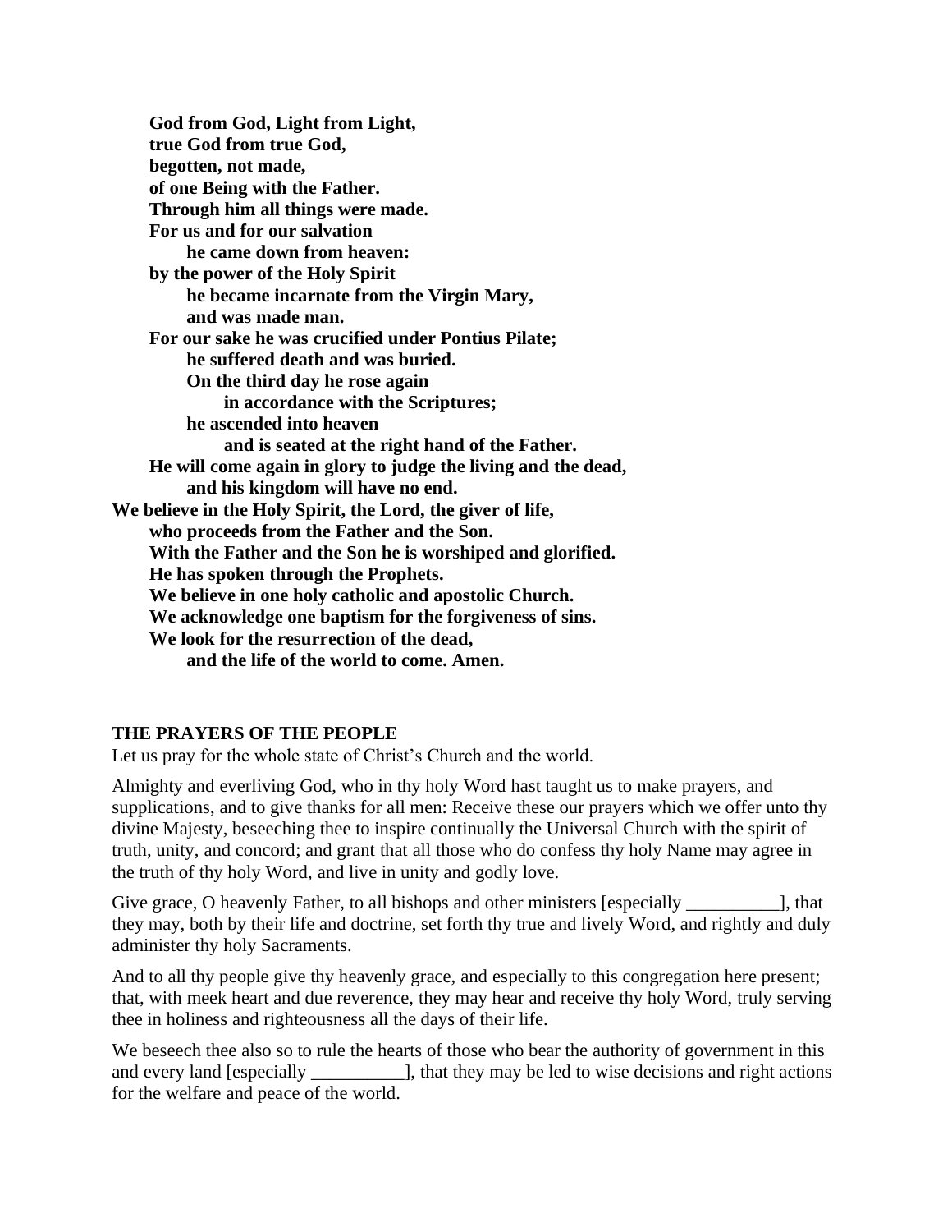**God from God, Light from Light,**
**true God from true God,**
**begotten, not made,**
**of one Being with the Father.**
**Through him all things were made.**
**For us and for our salvation**
**he came down from heaven:**
**by the power of the Holy Spirit**
**he became incarnate from the Virgin Mary,**
**and was made man.**
**For our sake he was crucified under Pontius Pilate;**
**he suffered death and was buried.**
**On the third day he rose again**
**in accordance with the Scriptures;**
**he ascended into heaven**
**and is seated at the right hand of the Father.**
**He will come again in glory to judge the living and the dead,**
**and his kingdom will have no end.**
**We believe in the Holy Spirit, the Lord, the giver of life,**
**who proceeds from the Father and the Son.**
**With the Father and the Son he is worshiped and glorified.**
**He has spoken through the Prophets.**
**We believe in one holy catholic and apostolic Church.**
**We acknowledge one baptism for the forgiveness of sins.**
**We look for the resurrection of the dead,**
**and the life of the world to come. Amen.**

## THE PRAYERS OF THE PEOPLE

Let us pray for the whole state of Christ's Church and the world.

Almighty and everliving God, who in thy holy Word hast taught us to make prayers, and supplications, and to give thanks for all men: Receive these our prayers which we offer unto thy divine Majesty, beseeching thee to inspire continually the Universal Church with the spirit of truth, unity, and concord; and grant that all those who do confess thy holy Name may agree in the truth of thy holy Word, and live in unity and godly love.

Give grace, O heavenly Father, to all bishops and other ministers [especially __________], that they may, both by their life and doctrine, set forth thy true and lively Word, and rightly and duly administer thy holy Sacraments.

And to all thy people give thy heavenly grace, and especially to this congregation here present; that, with meek heart and due reverence, they may hear and receive thy holy Word, truly serving thee in holiness and righteousness all the days of their life.

We beseech thee also so to rule the hearts of those who bear the authority of government in this and every land [especially __________], that they may be led to wise decisions and right actions for the welfare and peace of the world.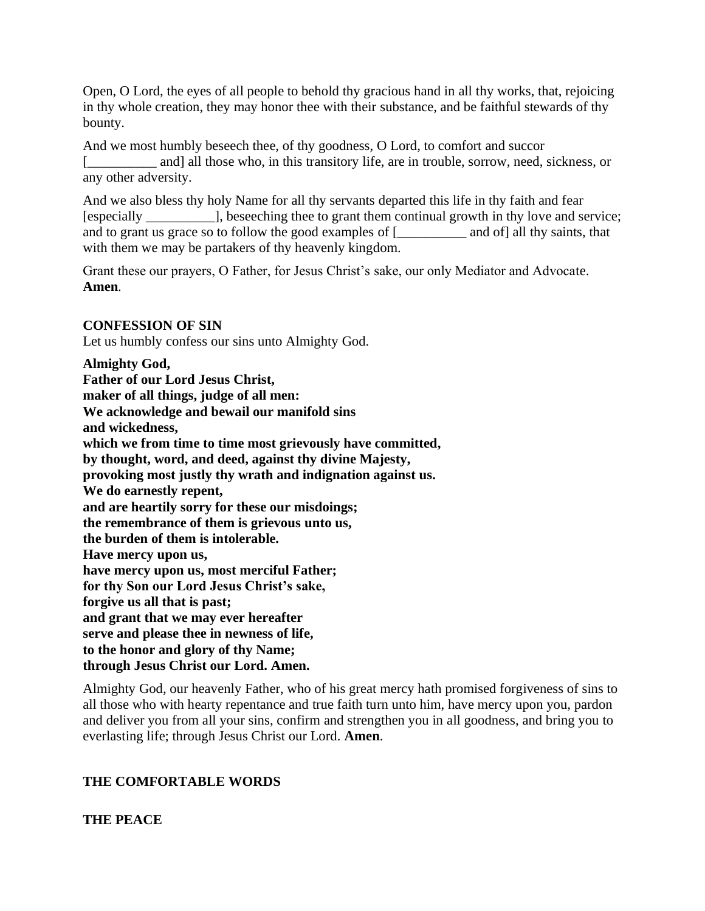Open, O Lord, the eyes of all people to behold thy gracious hand in all thy works, that, rejoicing in thy whole creation, they may honor thee with their substance, and be faithful stewards of thy bounty.

And we most humbly beseech thee, of thy goodness, O Lord, to comfort and succor [__________ and] all those who, in this transitory life, are in trouble, sorrow, need, sickness, or any other adversity.

And we also bless thy holy Name for all thy servants departed this life in thy faith and fear [especially __________], beseeching thee to grant them continual growth in thy love and service; and to grant us grace so to follow the good examples of [__________ and of] all thy saints, that with them we may be partakers of thy heavenly kingdom.

Grant these our prayers, O Father, for Jesus Christ's sake, our only Mediator and Advocate. **Amen**.

**CONFESSION OF SIN**
Let us humbly confess our sins unto Almighty God.

**Almighty God,**
**Father of our Lord Jesus Christ,**
**maker of all things, judge of all men:**
**We acknowledge and bewail our manifold sins**
**and wickedness,**
**which we from time to time most grievously have committed,**
**by thought, word, and deed, against thy divine Majesty,**
**provoking most justly thy wrath and indignation against us.**
**We do earnestly repent,**
**and are heartily sorry for these our misdoings;**
**the remembrance of them is grievous unto us,**
**the burden of them is intolerable.**
**Have mercy upon us,**
**have mercy upon us, most merciful Father;**
**for thy Son our Lord Jesus Christ's sake,**
**forgive us all that is past;**
**and grant that we may ever hereafter**
**serve and please thee in newness of life,**
**to the honor and glory of thy Name;**
**through Jesus Christ our Lord. Amen.**

Almighty God, our heavenly Father, who of his great mercy hath promised forgiveness of sins to all those who with hearty repentance and true faith turn unto him, have mercy upon you, pardon and deliver you from all your sins, confirm and strengthen you in all goodness, and bring you to everlasting life; through Jesus Christ our Lord. **Amen**.

**THE COMFORTABLE WORDS**

**THE PEACE**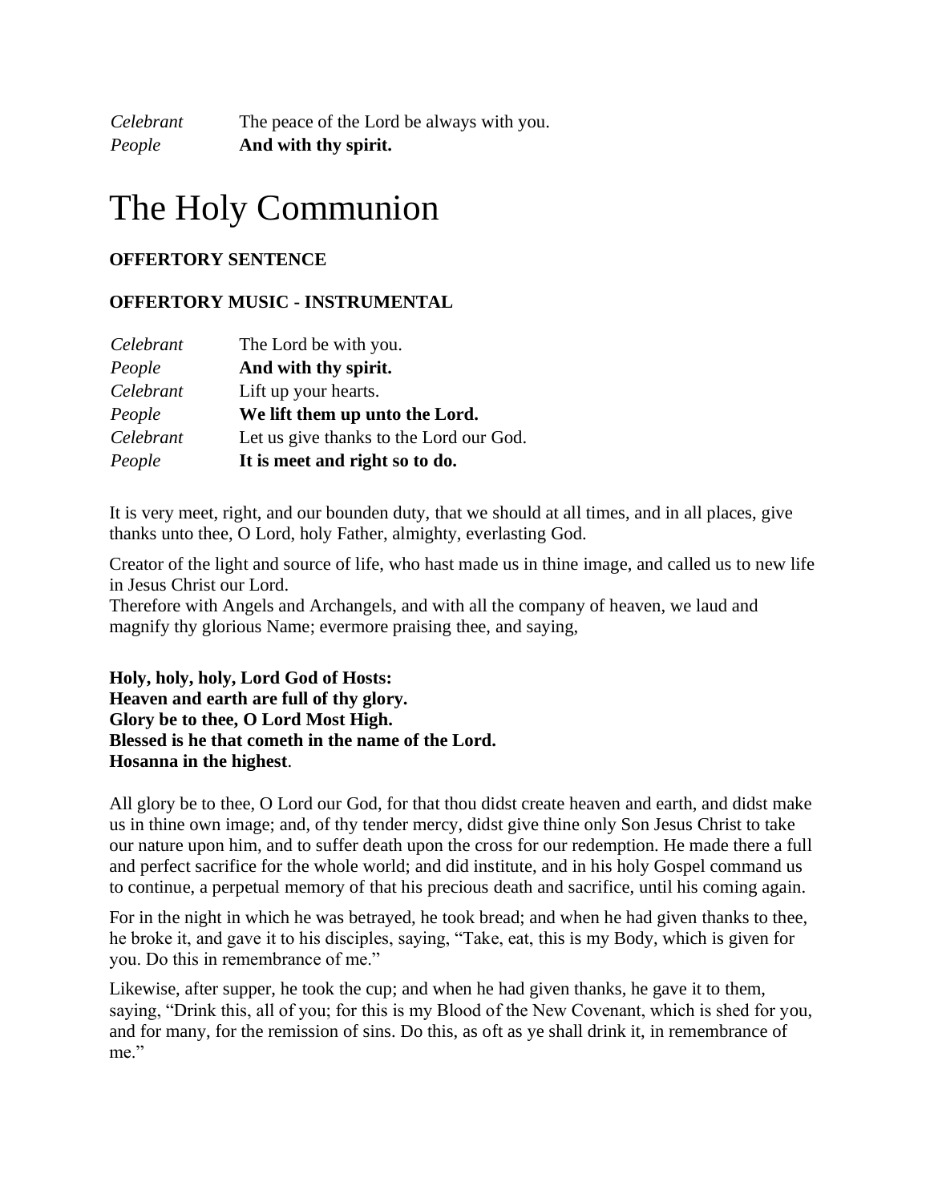*Celebrant* The peace of the Lord be always with you.
*People* **And with thy spirit.**

# The Holy Communion

**OFFERTORY SENTENCE**

**OFFERTORY MUSIC - INSTRUMENTAL**

*Celebrant* The Lord be with you.
*People* **And with thy spirit.**
*Celebrant* Lift up your hearts.
*People* **We lift them up unto the Lord.**
*Celebrant* Let us give thanks to the Lord our God.
*People* **It is meet and right so to do.**

It is very meet, right, and our bounden duty, that we should at all times, and in all places, give thanks unto thee, O Lord, holy Father, almighty, everlasting God.

Creator of the light and source of life, who hast made us in thine image, and called us to new life in Jesus Christ our Lord.
Therefore with Angels and Archangels, and with all the company of heaven, we laud and magnify thy glorious Name; evermore praising thee, and saying,

**Holy, holy, holy, Lord God of Hosts:**
**Heaven and earth are full of thy glory.**
**Glory be to thee, O Lord Most High.**
**Blessed is he that cometh in the name of the Lord.**
**Hosanna in the highest**.

All glory be to thee, O Lord our God, for that thou didst create heaven and earth, and didst make us in thine own image; and, of thy tender mercy, didst give thine only Son Jesus Christ to take our nature upon him, and to suffer death upon the cross for our redemption. He made there a full and perfect sacrifice for the whole world; and did institute, and in his holy Gospel command us to continue, a perpetual memory of that his precious death and sacrifice, until his coming again.

For in the night in which he was betrayed, he took bread; and when he had given thanks to thee, he broke it, and gave it to his disciples, saying, "Take, eat, this is my Body, which is given for you. Do this in remembrance of me."

Likewise, after supper, he took the cup; and when he had given thanks, he gave it to them, saying, "Drink this, all of you; for this is my Blood of the New Covenant, which is shed for you, and for many, for the remission of sins. Do this, as oft as ye shall drink it, in remembrance of me."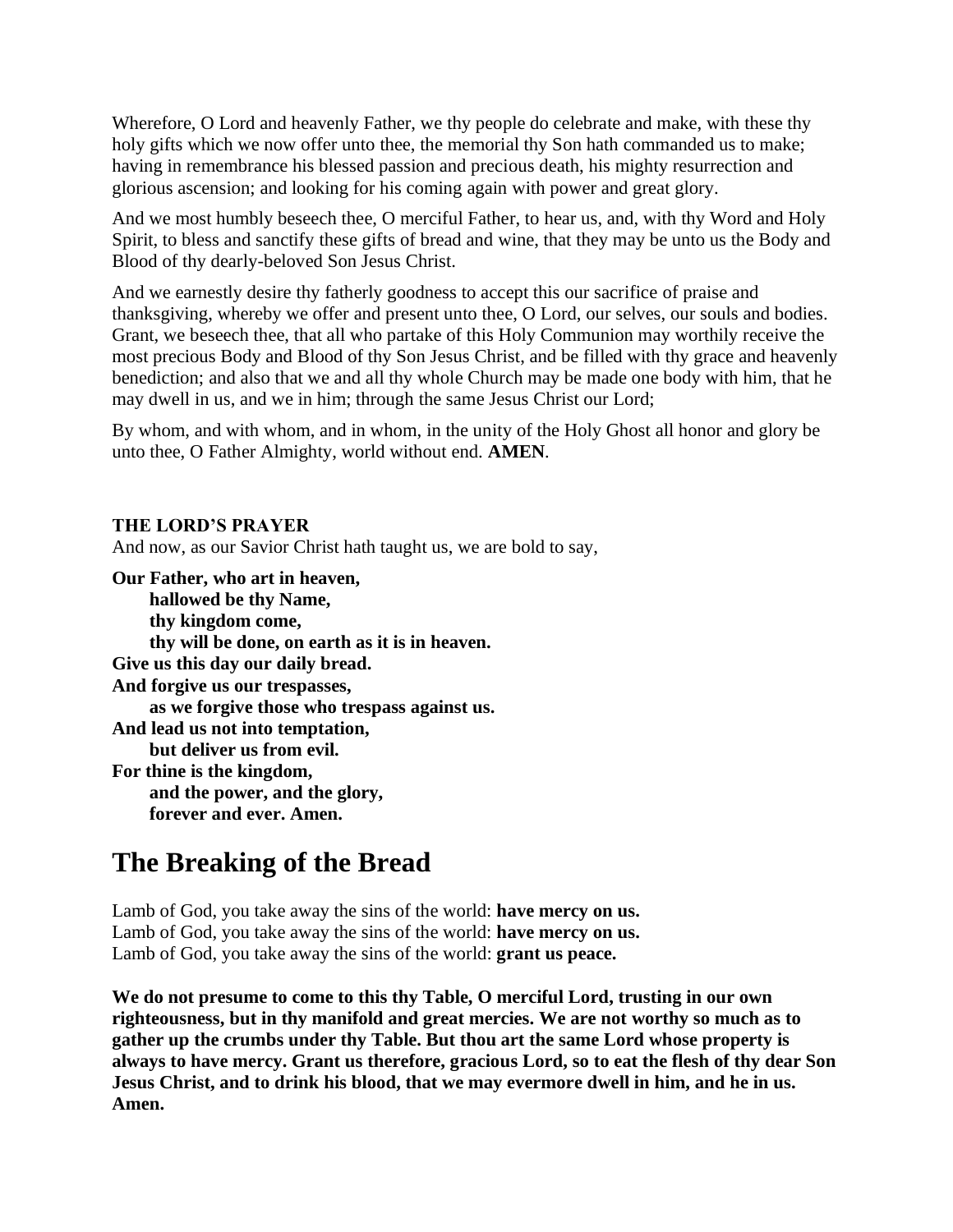Wherefore, O Lord and heavenly Father, we thy people do celebrate and make, with these thy holy gifts which we now offer unto thee, the memorial thy Son hath commanded us to make; having in remembrance his blessed passion and precious death, his mighty resurrection and glorious ascension; and looking for his coming again with power and great glory.

And we most humbly beseech thee, O merciful Father, to hear us, and, with thy Word and Holy Spirit, to bless and sanctify these gifts of bread and wine, that they may be unto us the Body and Blood of thy dearly-beloved Son Jesus Christ.

And we earnestly desire thy fatherly goodness to accept this our sacrifice of praise and thanksgiving, whereby we offer and present unto thee, O Lord, our selves, our souls and bodies. Grant, we beseech thee, that all who partake of this Holy Communion may worthily receive the most precious Body and Blood of thy Son Jesus Christ, and be filled with thy grace and heavenly benediction; and also that we and all thy whole Church may be made one body with him, that he may dwell in us, and we in him; through the same Jesus Christ our Lord;

By whom, and with whom, and in whom, in the unity of the Holy Ghost all honor and glory be unto thee, O Father Almighty, world without end. **AMEN**.

**THE LORD'S PRAYER**

And now, as our Savior Christ hath taught us, we are bold to say,

**Our Father, who art in heaven,**
**hallowed be thy Name,**
**thy kingdom come,**
**thy will be done, on earth as it is in heaven.**
**Give us this day our daily bread.**
**And forgive us our trespasses,**
**as we forgive those who trespass against us.**
**And lead us not into temptation,**
**but deliver us from evil.**
**For thine is the kingdom,**
**and the power, and the glory,**
**forever and ever. Amen.**

# The Breaking of the Bread

Lamb of God, you take away the sins of the world: **have mercy on us.**
Lamb of God, you take away the sins of the world: **have mercy on us.**
Lamb of God, you take away the sins of the world: **grant us peace.**

**We do not presume to come to this thy Table, O merciful Lord, trusting in our own righteousness, but in thy manifold and great mercies. We are not worthy so much as to gather up the crumbs under thy Table. But thou art the same Lord whose property is always to have mercy. Grant us therefore, gracious Lord, so to eat the flesh of thy dear Son Jesus Christ, and to drink his blood, that we may evermore dwell in him, and he in us. Amen.**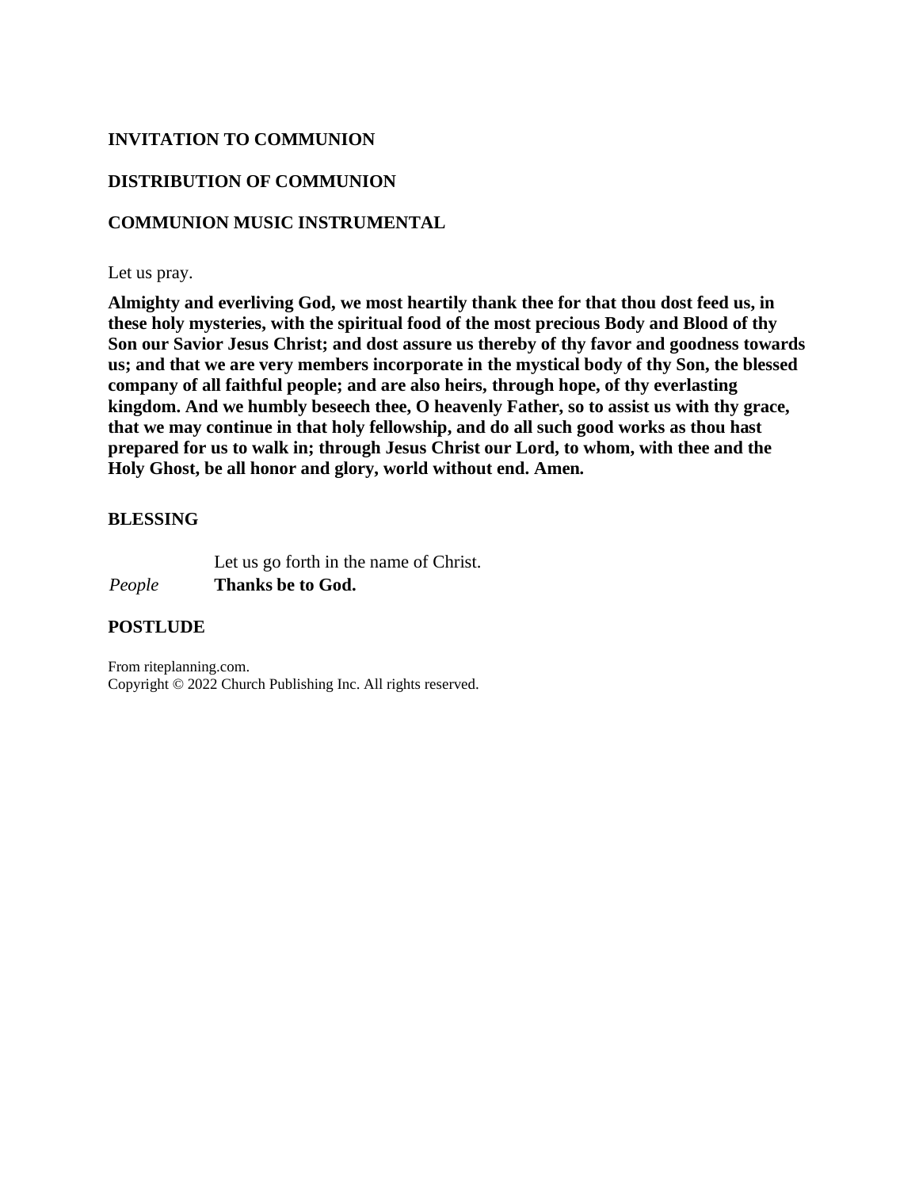**INVITATION TO COMMUNION**

**DISTRIBUTION OF COMMUNION**

**COMMUNION MUSIC INSTRUMENTAL**

Let us pray.

**Almighty and everliving God, we most heartily thank thee for that thou dost feed us, in these holy mysteries, with the spiritual food of the most precious Body and Blood of thy Son our Savior Jesus Christ; and dost assure us thereby of thy favor and goodness towards us; and that we are very members incorporate in the mystical body of thy Son, the blessed company of all faithful people; and are also heirs, through hope, of thy everlasting kingdom. And we humbly beseech thee, O heavenly Father, so to assist us with thy grace, that we may continue in that holy fellowship, and do all such good works as thou hast prepared for us to walk in; through Jesus Christ our Lord, to whom, with thee and the Holy Ghost, be all honor and glory, world without end. Amen.**

**BLESSING**

Let us go forth in the name of Christ.
*People* **Thanks be to God.**

**POSTLUDE**

From riteplanning.com.
Copyright © 2022 Church Publishing Inc. All rights reserved.